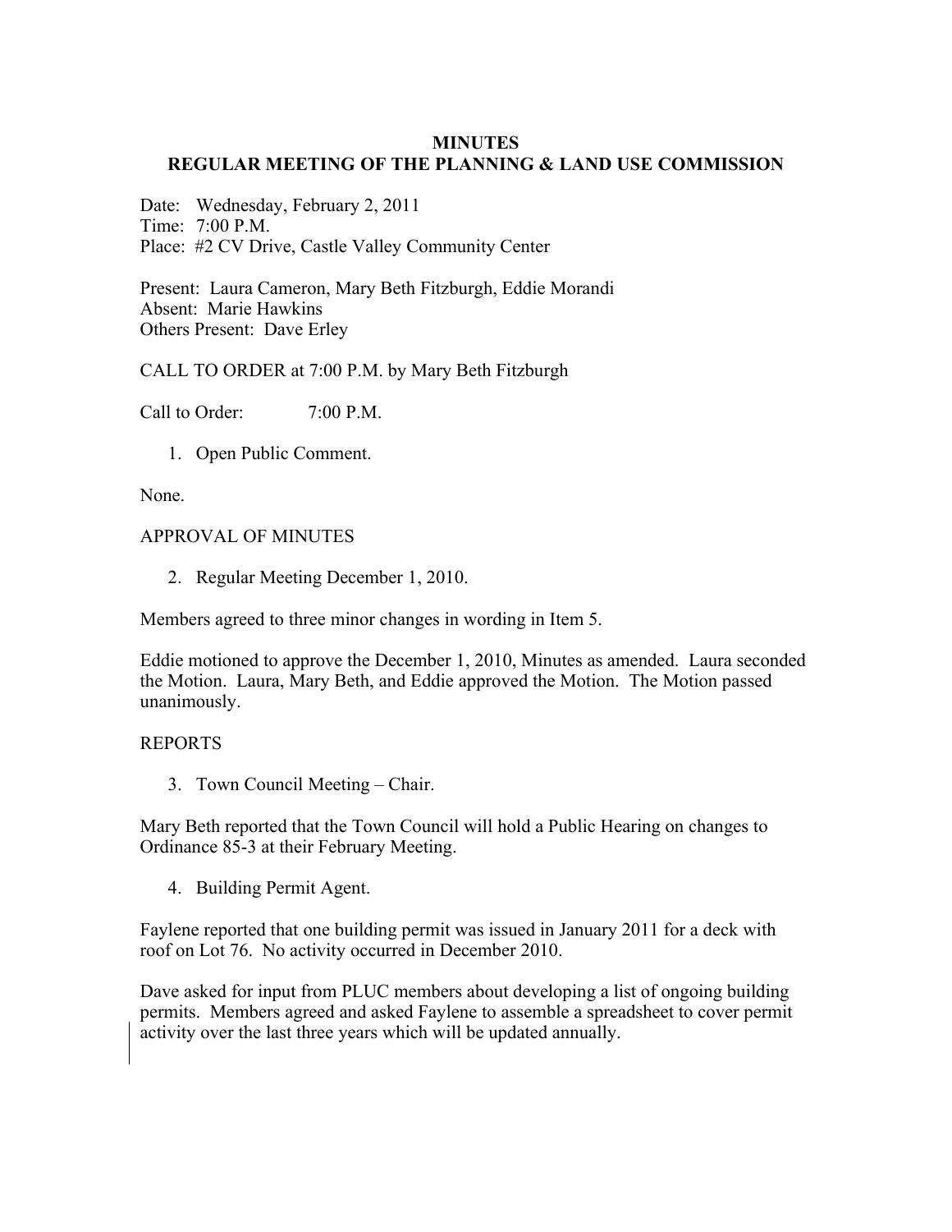# MINUTES
## REGULAR MEETING OF THE PLANNING & LAND USE COMMISSION

Date: Wednesday, February 2, 2011
Time: 7:00 P.M.
Place: #2 CV Drive, Castle Valley Community Center

Present: Laura Cameron, Mary Beth Fitzburgh, Eddie Morandi
Absent: Marie Hawkins
Others Present: Dave Erley

CALL TO ORDER at 7:00 P.M. by Mary Beth Fitzburgh

Call to Order: 7:00 P.M.

1. Open Public Comment.

None.

APPROVAL OF MINUTES

2. Regular Meeting December 1, 2010.

Members agreed to three minor changes in wording in Item 5.

Eddie motioned to approve the December 1, 2010, Minutes as amended. Laura seconded the Motion. Laura, Mary Beth, and Eddie approved the Motion. The Motion passed unanimously.

REPORTS

3. Town Council Meeting – Chair.

Mary Beth reported that the Town Council will hold a Public Hearing on changes to Ordinance 85-3 at their February Meeting.

4. Building Permit Agent.

Faylene reported that one building permit was issued in January 2011 for a deck with roof on Lot 76. No activity occurred in December 2010.

Dave asked for input from PLUC members about developing a list of ongoing building permits. Members agreed and asked Faylene to assemble a spreadsheet to cover permit activity over the last three years which will be updated annually.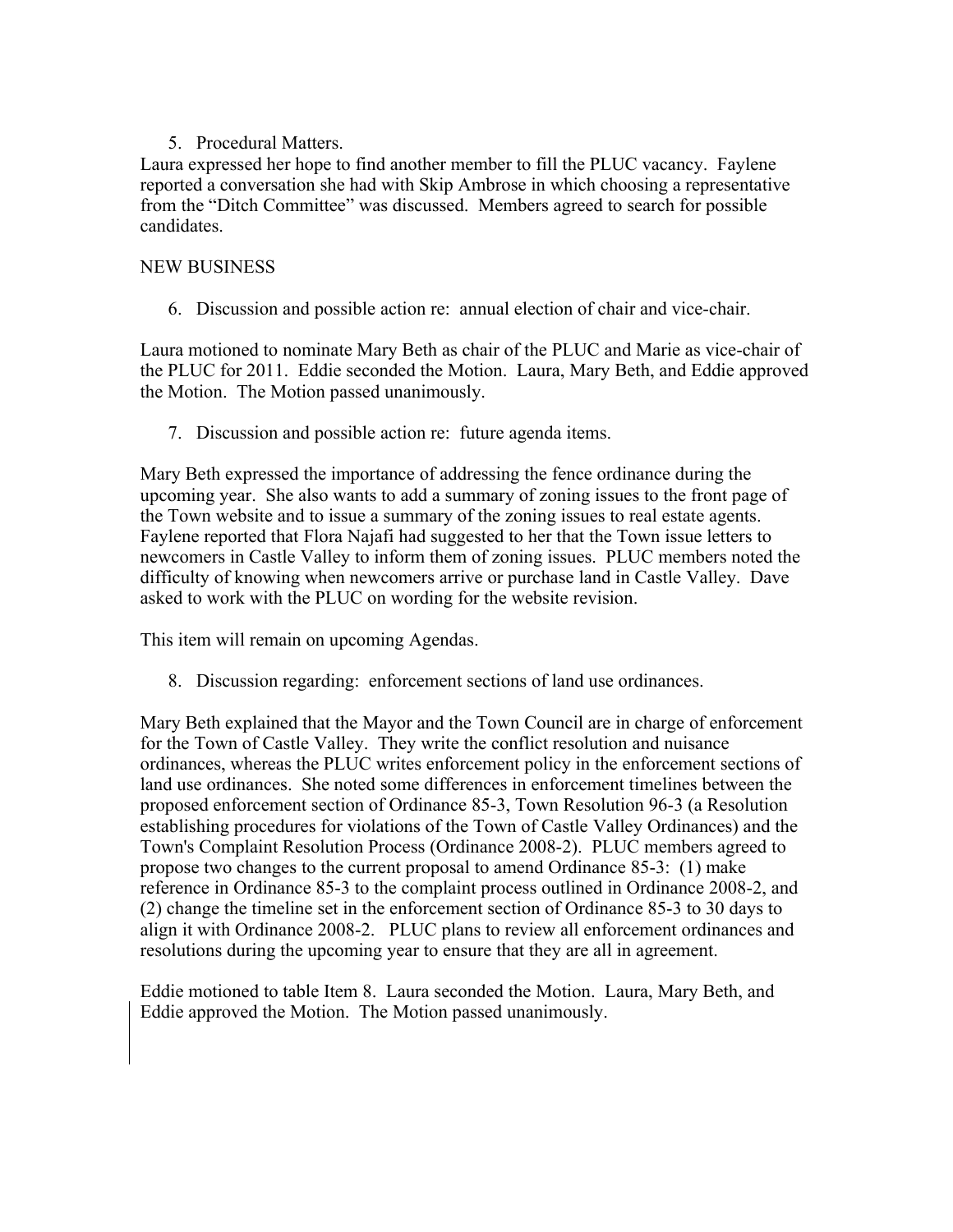5. Procedural Matters.

Laura expressed her hope to find another member to fill the PLUC vacancy. Faylene reported a conversation she had with Skip Ambrose in which choosing a representative from the "Ditch Committee" was discussed. Members agreed to search for possible candidates.

NEW BUSINESS

6. Discussion and possible action re: annual election of chair and vice-chair.

Laura motioned to nominate Mary Beth as chair of the PLUC and Marie as vice-chair of the PLUC for 2011. Eddie seconded the Motion. Laura, Mary Beth, and Eddie approved the Motion. The Motion passed unanimously.

7. Discussion and possible action re: future agenda items.

Mary Beth expressed the importance of addressing the fence ordinance during the upcoming year. She also wants to add a summary of zoning issues to the front page of the Town website and to issue a summary of the zoning issues to real estate agents. Faylene reported that Flora Najafi had suggested to her that the Town issue letters to newcomers in Castle Valley to inform them of zoning issues. PLUC members noted the difficulty of knowing when newcomers arrive or purchase land in Castle Valley. Dave asked to work with the PLUC on wording for the website revision.

This item will remain on upcoming Agendas.

8. Discussion regarding: enforcement sections of land use ordinances.

Mary Beth explained that the Mayor and the Town Council are in charge of enforcement for the Town of Castle Valley. They write the conflict resolution and nuisance ordinances, whereas the PLUC writes enforcement policy in the enforcement sections of land use ordinances. She noted some differences in enforcement timelines between the proposed enforcement section of Ordinance 85-3, Town Resolution 96-3 (a Resolution establishing procedures for violations of the Town of Castle Valley Ordinances) and the Town's Complaint Resolution Process (Ordinance 2008-2). PLUC members agreed to propose two changes to the current proposal to amend Ordinance 85-3: (1) make reference in Ordinance 85-3 to the complaint process outlined in Ordinance 2008-2, and (2) change the timeline set in the enforcement section of Ordinance 85-3 to 30 days to align it with Ordinance 2008-2. PLUC plans to review all enforcement ordinances and resolutions during the upcoming year to ensure that they are all in agreement.

Eddie motioned to table Item 8. Laura seconded the Motion. Laura, Mary Beth, and Eddie approved the Motion. The Motion passed unanimously.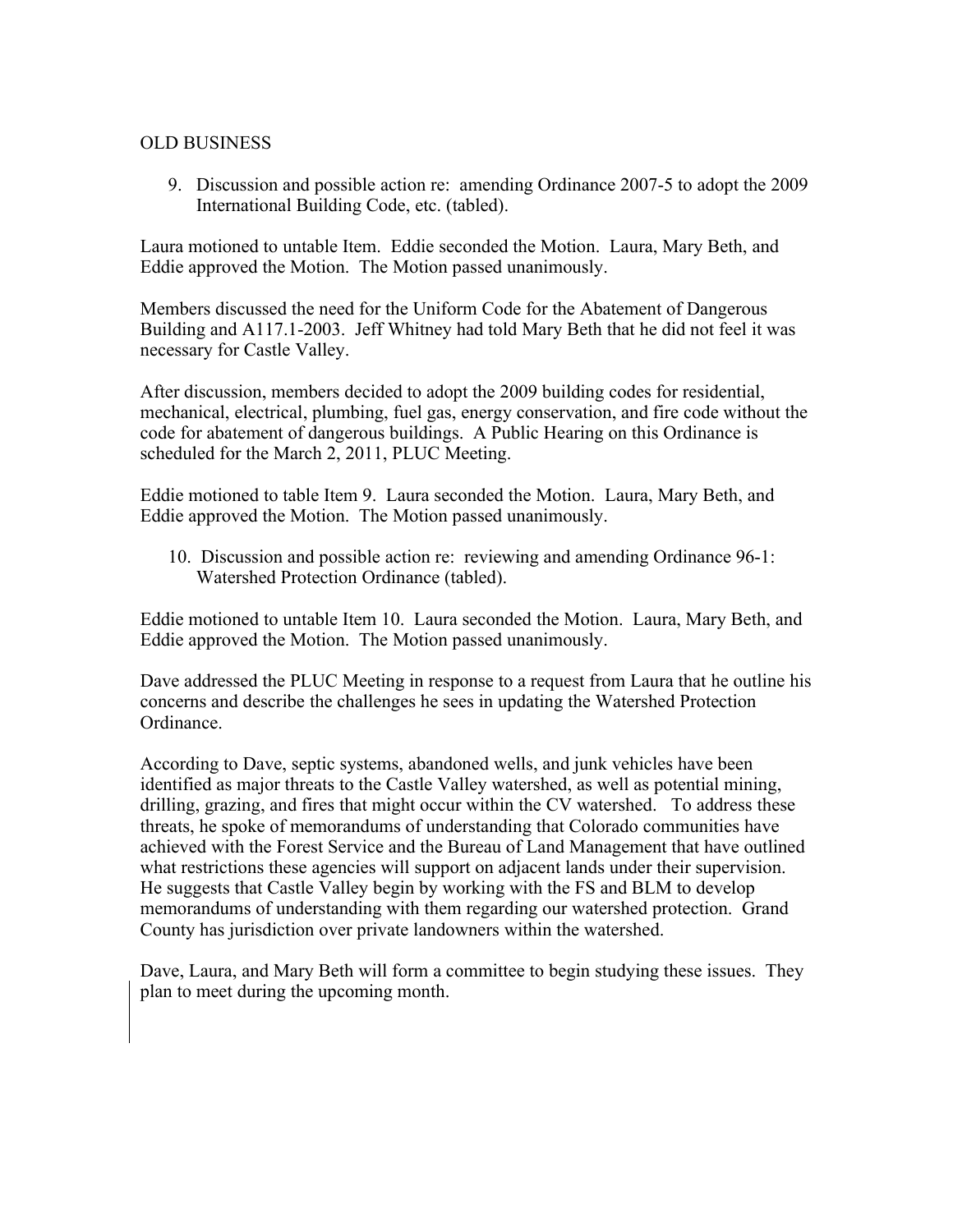OLD BUSINESS

9. Discussion and possible action re: amending Ordinance 2007-5 to adopt the 2009 International Building Code, etc. (tabled).

Laura motioned to untable Item. Eddie seconded the Motion. Laura, Mary Beth, and Eddie approved the Motion. The Motion passed unanimously.

Members discussed the need for the Uniform Code for the Abatement of Dangerous Building and A117.1-2003. Jeff Whitney had told Mary Beth that he did not feel it was necessary for Castle Valley.

After discussion, members decided to adopt the 2009 building codes for residential, mechanical, electrical, plumbing, fuel gas, energy conservation, and fire code without the code for abatement of dangerous buildings. A Public Hearing on this Ordinance is scheduled for the March 2, 2011, PLUC Meeting.

Eddie motioned to table Item 9. Laura seconded the Motion. Laura, Mary Beth, and Eddie approved the Motion. The Motion passed unanimously.

10. Discussion and possible action re: reviewing and amending Ordinance 96-1: Watershed Protection Ordinance (tabled).

Eddie motioned to untable Item 10. Laura seconded the Motion. Laura, Mary Beth, and Eddie approved the Motion. The Motion passed unanimously.

Dave addressed the PLUC Meeting in response to a request from Laura that he outline his concerns and describe the challenges he sees in updating the Watershed Protection Ordinance.

According to Dave, septic systems, abandoned wells, and junk vehicles have been identified as major threats to the Castle Valley watershed, as well as potential mining, drilling, grazing, and fires that might occur within the CV watershed. To address these threats, he spoke of memorandums of understanding that Colorado communities have achieved with the Forest Service and the Bureau of Land Management that have outlined what restrictions these agencies will support on adjacent lands under their supervision. He suggests that Castle Valley begin by working with the FS and BLM to develop memorandums of understanding with them regarding our watershed protection. Grand County has jurisdiction over private landowners within the watershed.

Dave, Laura, and Mary Beth will form a committee to begin studying these issues. They plan to meet during the upcoming month.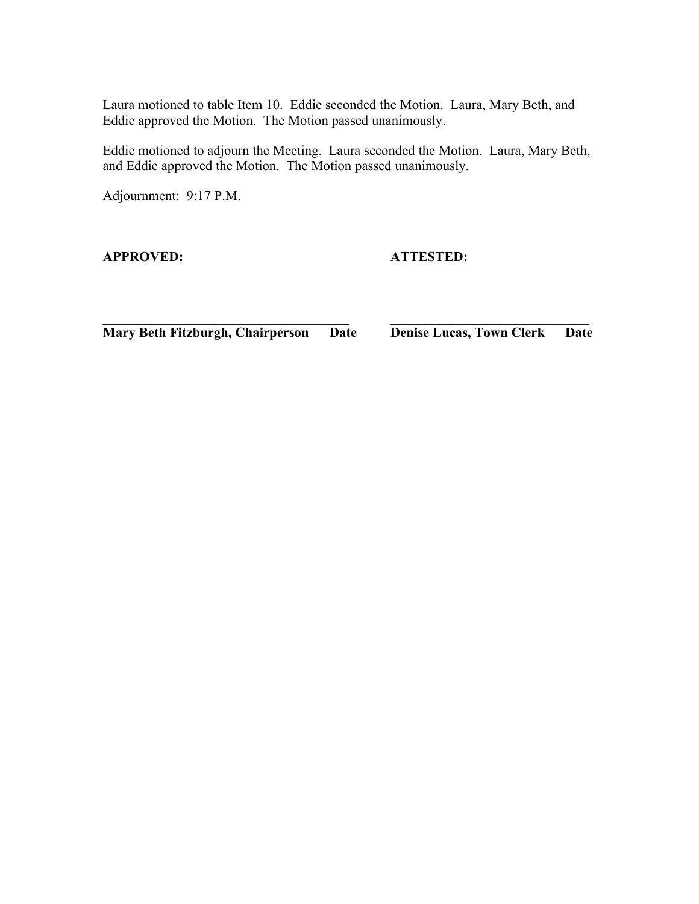Laura motioned to table Item 10. Eddie seconded the Motion. Laura, Mary Beth, and Eddie approved the Motion. The Motion passed unanimously.

Eddie motioned to adjourn the Meeting. Laura seconded the Motion. Laura, Mary Beth, and Eddie approved the Motion. The Motion passed unanimously.

Adjournment: 9:17 P.M.

| | |
|---|---|
| **APPROVED:** | **ATTESTED:** |
| ______________________________ | ______________________________ |
| **Mary Beth Fitzburgh, Chairperson Date** | **Denise Lucas, Town Clerk Date** |